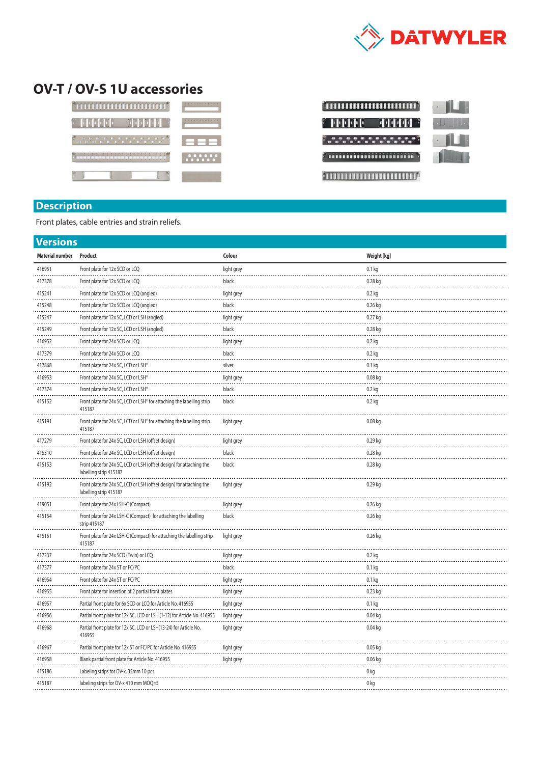# OV-T / OV-S 1U accessories

## Description

Front plates, cable entries and strain reliefs.

## Versions

| Material number | Product | Colour | Weight [kg] |
|---|---|---|---|
| 416951 | Front plate for 12x SCD or LCQ | light grey | 0.1 kg |
| 417378 | Front plate for 12x SCD or LCQ | black | 0.28 kg |
| 415241 | Front plate for 12x SCD or LCQ (angled) | light grey | 0.2 kg |
| 415248 | Front plate for 12x SCD or LCQ (angled) | black | 0.26 kg |
| 415247 | Front plate for 12x SC, LCD or LSH (angled) | light grey | 0.27 kg |
| 415249 | Front plate for 12x SC, LCD or LSH (angled) | black | 0.28 kg |
| 416952 | Front plate for 24x SCD or LCQ | light grey | 0.2 kg |
| 417379 | Front plate for 24x SCD or LCQ | black | 0.2 kg |
| 417868 | Front plate for 24x SC, LCD or LSH* | silver | 0.1 kg |
| 416953 | Front plate for 24x SC, LCD or LSH* | light grey | 0.08 kg |
| 417374 | Front plate for 24x SC, LCD or LSH* | black | 0.2 kg |
| 415152 | Front plate for 24x SC, LCD or LSH* for attaching the labelling strip 415187 | black | 0.2 kg |
| 415191 | Front plate for 24x SC, LCD or LSH* for attaching the labelling strip 415187 | light grey | 0.08 kg |
| 417279 | Front plate for 24x SC, LCD or LSH (offset design) | light grey | 0.29 kg |
| 415310 | Front plate for 24x SC, LCD or LSH (offset design) | black | 0.28 kg |
| 415153 | Front plate for 24x SC, LCD or LSH (offset design) for attaching the labelling strip 415187 | black | 0.28 kg |
| 415192 | Front plate for 24x SC, LCD or LSH (offset design) for attaching the labelling strip 415187 | light grey | 0.29 kg |
| 419051 | Front plate for 24x LSH-C (Compact) | light grey | 0.26 kg |
| 415154 | Front plate for 24x LSH-C (Compact) for attaching the labelling strip 415187 | black | 0.26 kg |
| 415151 | Front plate for 24x LSH-C (Compact) for attaching the labelling strip 415187 | light grey | 0.26 kg |
| 417237 | Front plate for 24x SCD (Twin) or LCQ | light grey | 0.2 kg |
| 417377 | Front plate for 24x ST or FC/PC | black | 0.1 kg |
| 416954 | Front plate for 24x ST or FC/PC | light grey | 0.1 kg |
| 416955 | Front plate for insertion of 2 partial front plates | light grey | 0.23 kg |
| 416957 | Partial front plate for 6x SCD or LCQ for Article No. 416955 | light grey | 0.1 kg |
| 416956 | Partial front plate for 12x SC, LCD or LSH (1-12) for Article No. 416955 | light grey | 0.04 kg |
| 416968 | Partial front plate for 12x SC, LCD or LSH(13-24) for Article No. 416955 | light grey | 0.04 kg |
| 416967 | Partial front plate for 12x ST or FC/PC for Article No. 416955 | light grey | 0.05 kg |
| 416958 | Blank partial front plate for Article No. 416955 | light grey | 0.06 kg |
| 415186 | Labeling strips for OV-x, 35mm 10 pcs | | 0 kg |
| 415187 | labeling strips for OV-x 410 mm MOQ=5 | | 0 kg |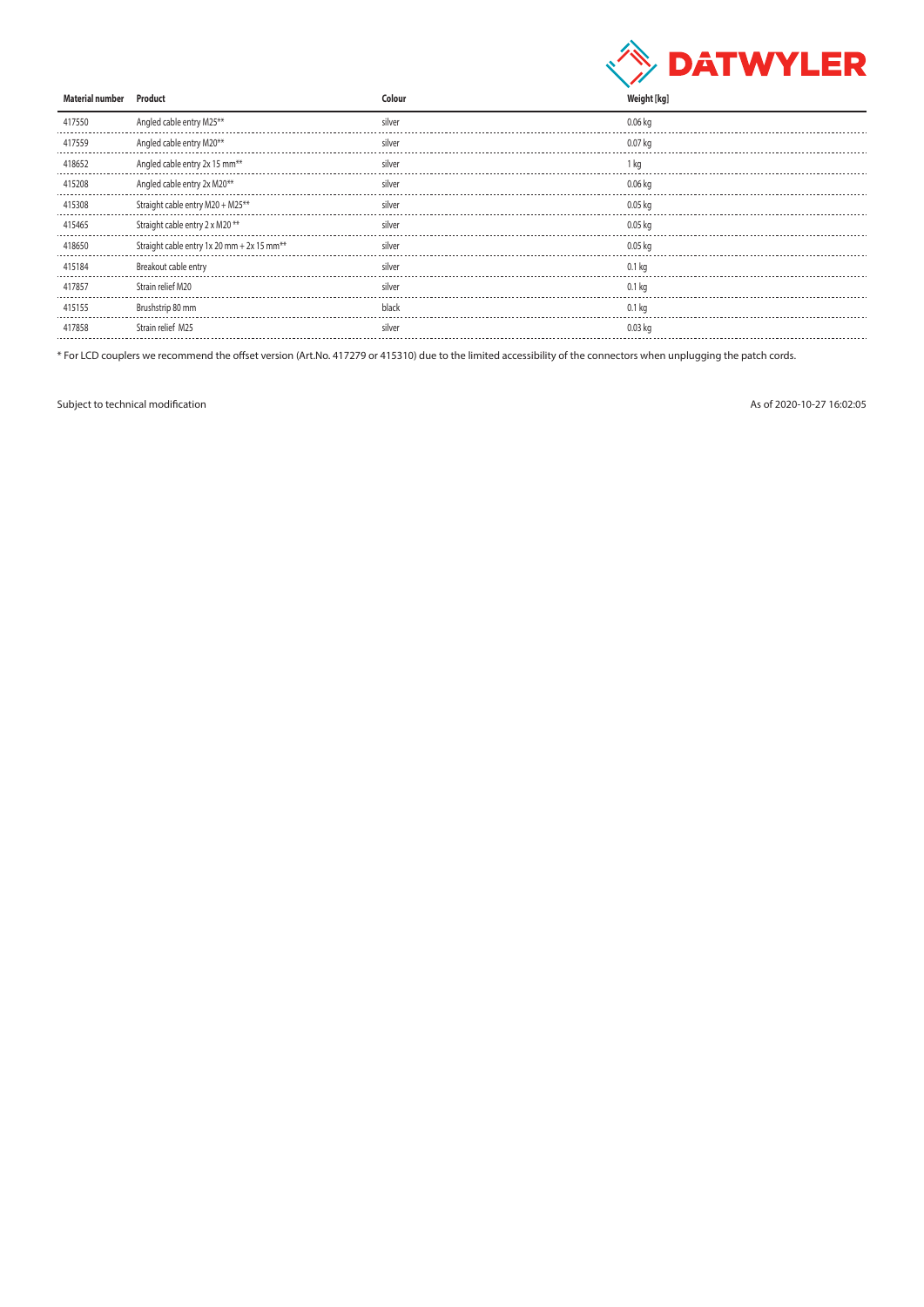| Material number | Product | Colour | Weight [kg] |
|---|---|---|---|
| 417550 | Angled cable entry M25** | silver | 0.06 kg |
| 417559 | Angled cable entry M20** | silver | 0.07 kg |
| 418652 | Angled cable entry 2x 15 mm** | silver | 1 kg |
| 415208 | Angled cable entry 2x M20** | silver | 0.06 kg |
| 415308 | Straight cable entry M20 + M25** | silver | 0.05 kg |
| 415465 | Straight cable entry 2 x M20 ** | silver | 0.05 kg |
| 418650 | Straight cable entry 1x 20 mm + 2x 15 mm** | silver | 0.05 kg |
| 415184 | Breakout cable entry | silver | 0.1 kg |
| 417857 | Strain relief M20 | silver | 0.1 kg |
| 415155 | Brushstrip 80 mm | black | 0.1 kg |
| 417858 | Strain relief M25 | silver | 0.03 kg |

* For LCD couplers we recommend the offset version (Art.No. 417279 or 415310) due to the limited accessibility of the connectors when unplugging the patch cords.

Subject to technical modification

As of 2020-10-27 16:02:05